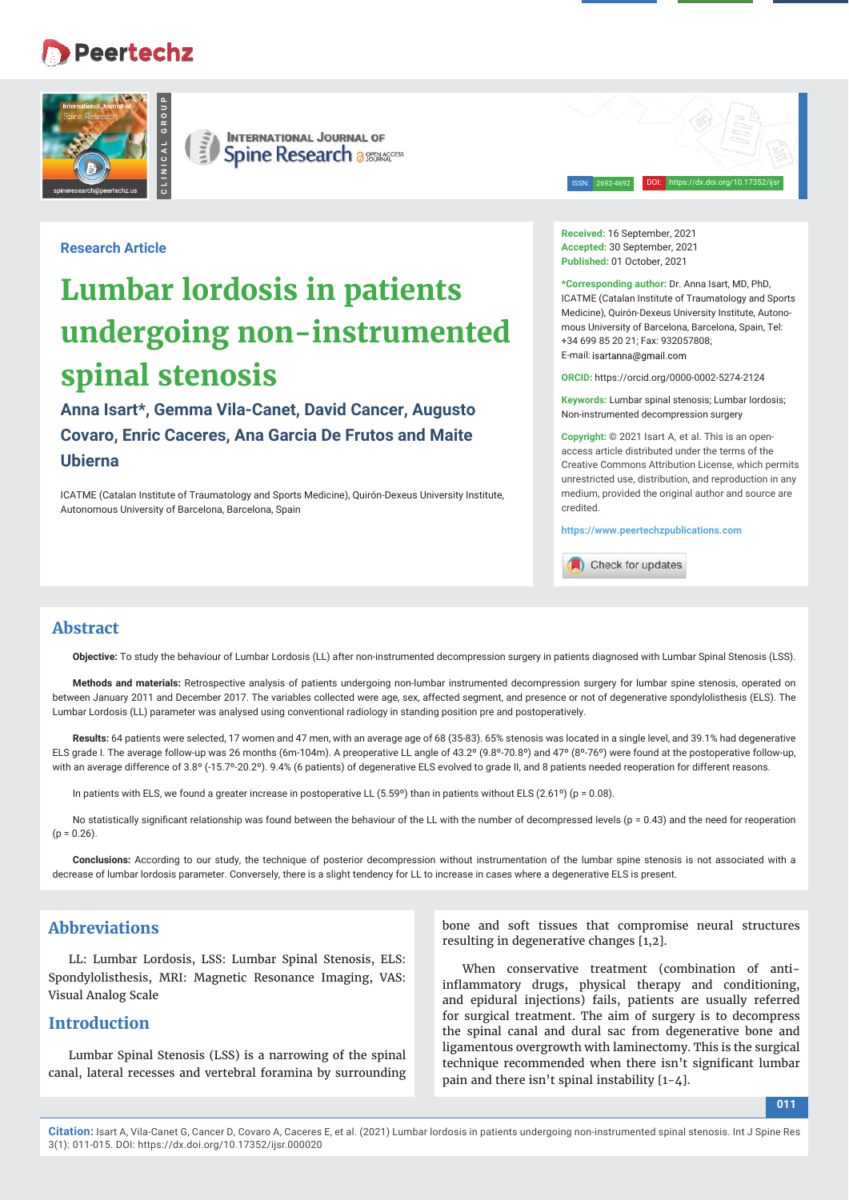Research Article

# Lumbar lordosis in patients undergoing non-instrumented spinal stenosis

**Anna Isart*, Gemma Vila-Canet, David Cancer, Augusto Covaro, Enric Caceres, Ana Garcia De Frutos and Maite Ubierna**

ICATME (Catalan Institute of Traumatology and Sports Medicine), Quirón-Dexeus University Institute, Autonomous University of Barcelona, Barcelona, Spain

**Received:** 16 September, 2021
**Accepted:** 30 September, 2021
**Published:** 01 October, 2021

***Corresponding author:** Dr. Anna Isart, MD, PhD, ICATME (Catalan Institute of Traumatology and Sports Medicine), Quirón-Dexeus University Institute, Autonomous University of Barcelona, Barcelona, Spain, Tel: +34 699 85 20 21; Fax: 932057808; E-mail: isartanna@gmail.com

**ORCID:** https://orcid.org/0000-0002-5274-2124

**Keywords:** Lumbar spinal stenosis; Lumbar lordosis; Non-instrumented decompression surgery

**Copyright:** © 2021 Isart A, et al. This is an open-access article distributed under the terms of the Creative Commons Attribution License, which permits unrestricted use, distribution, and reproduction in any medium, provided the original author and source are credited.

https://www.peertechzpublications.com

## Abstract

**Objective:** To study the behaviour of Lumbar Lordosis (LL) after non-instrumented decompression surgery in patients diagnosed with Lumbar Spinal Stenosis (LSS).

**Methods and materials:** Retrospective analysis of patients undergoing non-lumbar instrumented decompression surgery for lumbar spine stenosis, operated on between January 2011 and December 2017. The variables collected were age, sex, affected segment, and presence or not of degenerative spondylolisthesis (ELS). The Lumbar Lordosis (LL) parameter was analysed using conventional radiology in standing position pre and postoperatively.

**Results:** 64 patients were selected, 17 women and 47 men, with an average age of 68 (35-83). 65% stenosis was located in a single level, and 39.1% had degenerative ELS grade I. The average follow-up was 26 months (6m-104m). A preoperative LL angle of 43.2° (9.8°-70.8°) and 47° (8°-76°) were found at the postoperative follow-up, with an average difference of 3.8° (-15.7°-20.2°). 9.4% (6 patients) of degenerative ELS evolved to grade II, and 8 patients needed reoperation for different reasons.

In patients with ELS, we found a greater increase in postoperative LL (5.59°) than in patients without ELS (2.61°) ($p = 0.08$).

No statistically significant relationship was found between the behaviour of the LL with the number of decompressed levels ($p = 0.43$) and the need for reoperation ($p = 0.26$).

**Conclusions:** According to our study, the technique of posterior decompression without instrumentation of the lumbar spine stenosis is not associated with a decrease of lumbar lordosis parameter. Conversely, there is a slight tendency for LL to increase in cases where a degenerative ELS is present.

## Abbreviations

LL: Lumbar Lordosis, LSS: Lumbar Spinal Stenosis, ELS: Spondylolisthesis, MRI: Magnetic Resonance Imaging, VAS: Visual Analog Scale

## Introduction

Lumbar Spinal Stenosis (LSS) is a narrowing of the spinal canal, lateral recesses and vertebral foramina by surrounding bone and soft tissues that compromise neural structures resulting in degenerative changes [1,2].

When conservative treatment (combination of anti-inflammatory drugs, physical therapy and conditioning, and epidural injections) fails, patients are usually referred for surgical treatment. The aim of surgery is to decompress the spinal canal and dural sac from degenerative bone and ligamentous overgrowth with laminectomy. This is the surgical technique recommended when there isn't significant lumbar pain and there isn't spinal instability [1-4].

**Citation:** Isart A, Vila-Canet G, Cancer D, Covaro A, Caceres E, et al. (2021) Lumbar lordosis in patients undergoing non-instrumented spinal stenosis. Int J Spine Res 3(1): 011-015. DOI: https://dx.doi.org/10.17352/ijsr.000020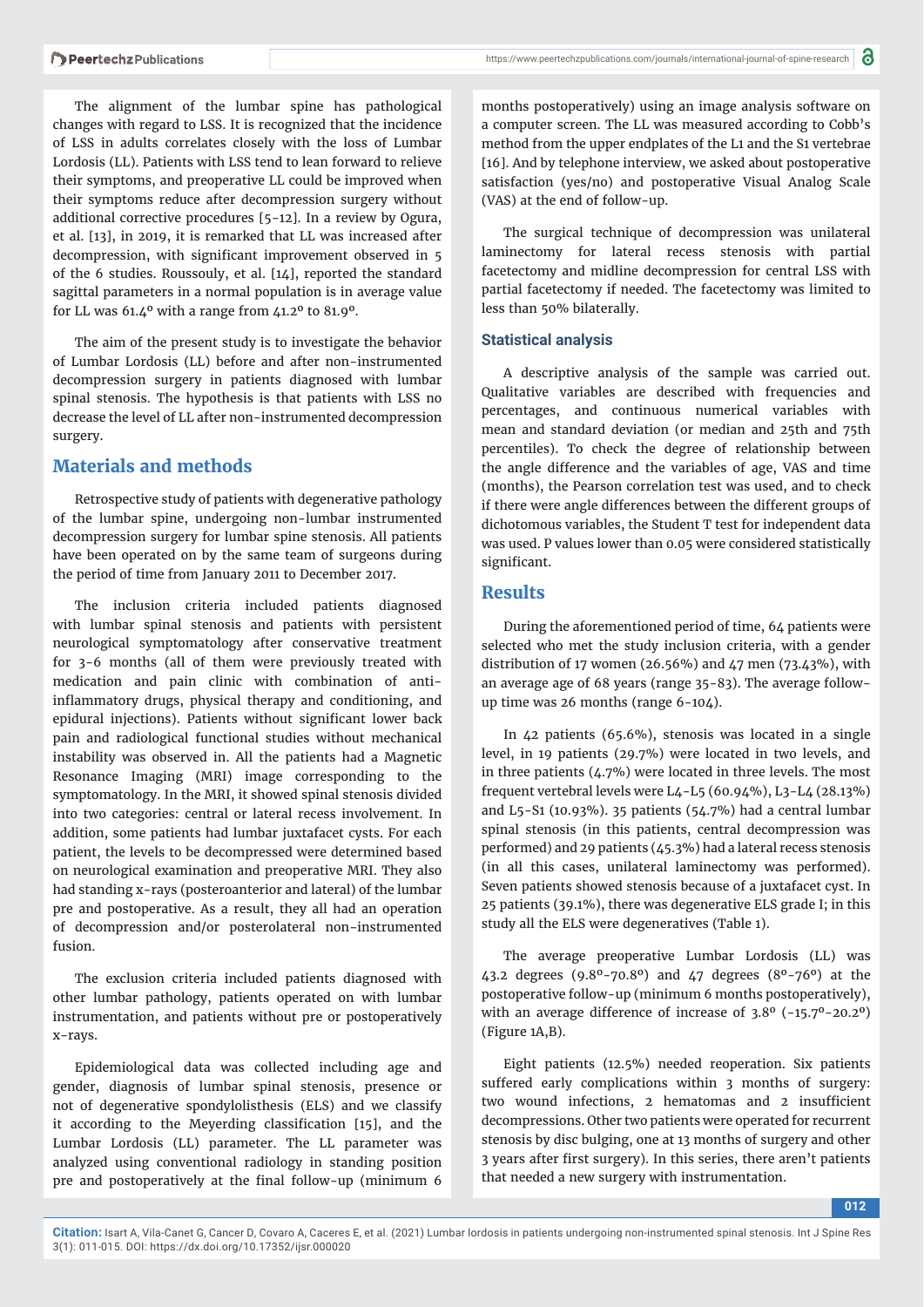The alignment of the lumbar spine has pathological changes with regard to LSS. It is recognized that the incidence of LSS in adults correlates closely with the loss of Lumbar Lordosis (LL). Patients with LSS tend to lean forward to relieve their symptoms, and preoperative LL could be improved when their symptoms reduce after decompression surgery without additional corrective procedures [5-12]. In a review by Ogura, et al. [13], in 2019, it is remarked that LL was increased after decompression, with significant improvement observed in 5 of the 6 studies. Roussouly, et al. [14], reported the standard sagittal parameters in a normal population is in average value for LL was 61.4º with a range from 41.2º to 81.9º.

The aim of the present study is to investigate the behavior of Lumbar Lordosis (LL) before and after non-instrumented decompression surgery in patients diagnosed with lumbar spinal stenosis. The hypothesis is that patients with LSS no decrease the level of LL after non-instrumented decompression surgery.

## Materials and methods

Retrospective study of patients with degenerative pathology of the lumbar spine, undergoing non-lumbar instrumented decompression surgery for lumbar spine stenosis. All patients have been operated on by the same team of surgeons during the period of time from January 2011 to December 2017.

The inclusion criteria included patients diagnosed with lumbar spinal stenosis and patients with persistent neurological symptomatology after conservative treatment for 3-6 months (all of them were previously treated with medication and pain clinic with combination of anti-inflammatory drugs, physical therapy and conditioning, and epidural injections). Patients without significant lower back pain and radiological functional studies without mechanical instability was observed in. All the patients had a Magnetic Resonance Imaging (MRI) image corresponding to the symptomatology. In the MRI, it showed spinal stenosis divided into two categories: central or lateral recess involvement. In addition, some patients had lumbar juxtafacet cysts. For each patient, the levels to be decompressed were determined based on neurological examination and preoperative MRI. They also had standing x-rays (posteroanterior and lateral) of the lumbar pre and postoperative. As a result, they all had an operation of decompression and/or posterolateral non-instrumented fusion.

The exclusion criteria included patients diagnosed with other lumbar pathology, patients operated on with lumbar instrumentation, and patients without pre or postoperatively x-rays.

Epidemiological data was collected including age and gender, diagnosis of lumbar spinal stenosis, presence or not of degenerative spondylolisthesis (ELS) and we classify it according to the Meyerding classification [15], and the Lumbar Lordosis (LL) parameter. The LL parameter was analyzed using conventional radiology in standing position pre and postoperatively at the final follow-up (minimum 6 months postoperatively) using an image analysis software on a computer screen. The LL was measured according to Cobb's method from the upper endplates of the L1 and the S1 vertebrae [16]. And by telephone interview, we asked about postoperative satisfaction (yes/no) and postoperative Visual Analog Scale (VAS) at the end of follow-up.

The surgical technique of decompression was unilateral laminectomy for lateral recess stenosis with partial facetectomy and midline decompression for central LSS with partial facetectomy if needed. The facetectomy was limited to less than 50% bilaterally.

### Statistical analysis

A descriptive analysis of the sample was carried out. Qualitative variables are described with frequencies and percentages, and continuous numerical variables with mean and standard deviation (or median and 25th and 75th percentiles). To check the degree of relationship between the angle difference and the variables of age, VAS and time (months), the Pearson correlation test was used, and to check if there were angle differences between the different groups of dichotomous variables, the Student T test for independent data was used. P values lower than 0.05 were considered statistically significant.

## Results

During the aforementioned period of time, 64 patients were selected who met the study inclusion criteria, with a gender distribution of 17 women (26.56%) and 47 men (73.43%), with an average age of 68 years (range 35-83). The average follow-up time was 26 months (range 6-104).

In 42 patients (65.6%), stenosis was located in a single level, in 19 patients (29.7%) were located in two levels, and in three patients (4.7%) were located in three levels. The most frequent vertebral levels were L4-L5 (60.94%), L3-L4 (28.13%) and L5-S1 (10.93%). 35 patients (54.7%) had a central lumbar spinal stenosis (in this patients, central decompression was performed) and 29 patients (45.3%) had a lateral recess stenosis (in all this cases, unilateral laminectomy was performed). Seven patients showed stenosis because of a juxtafacet cyst. In 25 patients (39.1%), there was degenerative ELS grade I; in this study all the ELS were degeneratives (Table 1).

The average preoperative Lumbar Lordosis (LL) was 43.2 degrees (9.8º-70.8º) and 47 degrees (8º-76º) at the postoperative follow-up (minimum 6 months postoperatively), with an average difference of increase of 3.8º (-15.7º-20.2º) (Figure 1A,B).

Eight patients (12.5%) needed reoperation. Six patients suffered early complications within 3 months of surgery: two wound infections, 2 hematomas and 2 insufficient decompressions. Other two patients were operated for recurrent stenosis by disc bulging, one at 13 months of surgery and other 3 years after first surgery). In this series, there aren't patients that needed a new surgery with instrumentation.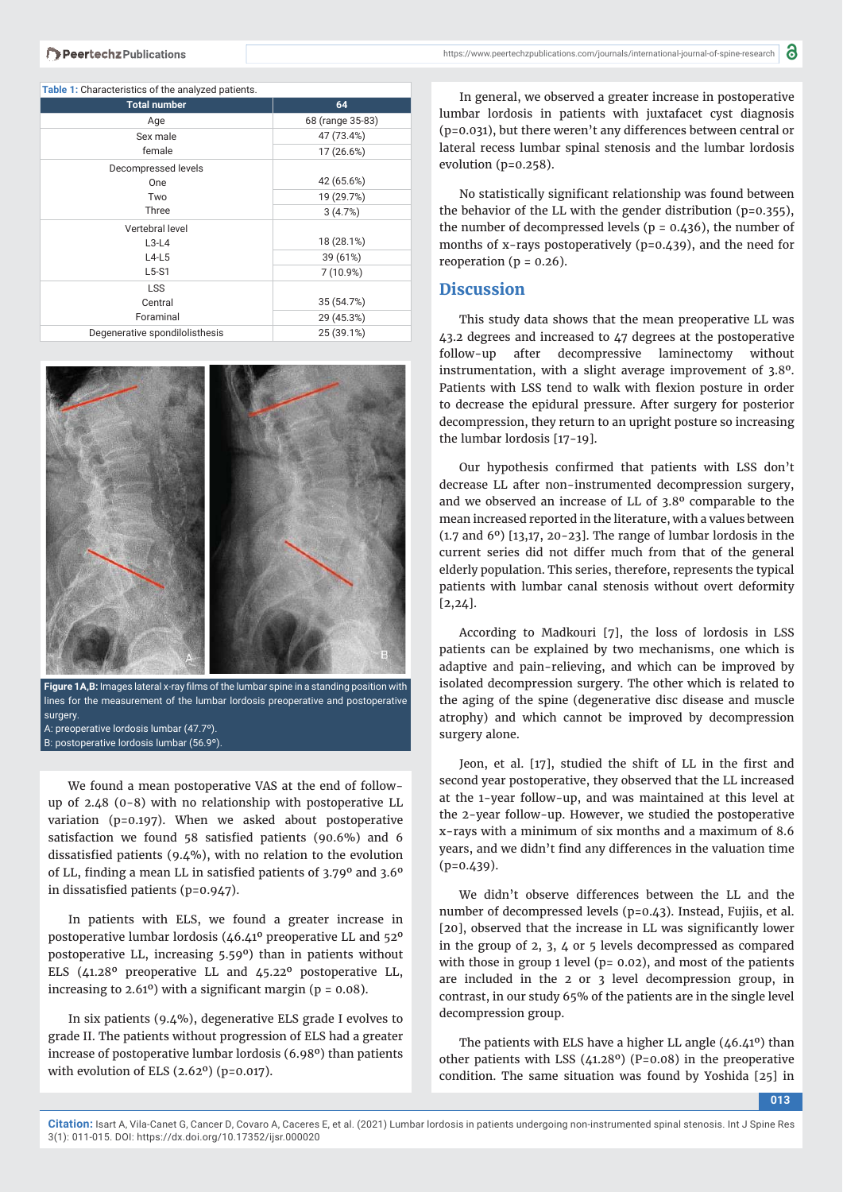Table 1: Characteristics of the analyzed patients.

| Total number | 64 |
|---|---|
| Age | 68 (range 35-83) |
| Sex male | 47 (73.4%) |
| female | 17 (26.6%) |
| Decompressed levels | |
| One | 42 (65.6%) |
| Two | 19 (29.7%) |
| Three | 3 (4.7%) |
| Vertebral level | |
| L3-L4 | 18 (28.1%) |
| L4-L5 | 39 (61%) |
| L5-S1 | 7 (10.9%) |
| LSS | |
| Central | 35 (54.7%) |
| Foraminal | 29 (45.3%) |
| Degenerative spondilolisthesis | 25 (39.1%) |

**Figure 1A,B:** Images lateral x-ray films of the lumbar spine in a standing position with lines for the measurement of the lumbar lordosis preoperative and postoperative surgery.
A: preoperative lordosis lumbar (47.7º).
B: postoperative lordosis lumbar (56.9º).

We found a mean postoperative VAS at the end of follow-up of 2.48 (0-8) with no relationship with postoperative LL variation (p=0.197). When we asked about postoperative satisfaction we found 58 satisfied patients (90.6%) and 6 dissatisfied patients (9.4%), with no relation to the evolution of LL, finding a mean LL in satisfied patients of 3.79º and 3.6º in dissatisfied patients (p=0.947).

In patients with ELS, we found a greater increase in postoperative lumbar lordosis (46.41º preoperative LL and 52º postoperative LL, increasing 5.59º) than in patients without ELS (41.28º preoperative LL and 45.22º postoperative LL, increasing to 2.61º) with a significant margin (p = 0.08).

In six patients (9.4%), degenerative ELS grade I evolves to grade II. The patients without progression of ELS had a greater increase of postoperative lumbar lordosis (6.98º) than patients with evolution of ELS (2.62º) (p=0.017).

In general, we observed a greater increase in postoperative lumbar lordosis in patients with juxtafacet cyst diagnosis (p=0.031), but there weren't any differences between central or lateral recess lumbar spinal stenosis and the lumbar lordosis evolution (p=0.258).

No statistically significant relationship was found between the behavior of the LL with the gender distribution (p=0.355), the number of decompressed levels (p = 0.436), the number of months of x-rays postoperatively (p=0.439), and the need for reoperation (p = 0.26).

## Discussion

This study data shows that the mean preoperative LL was 43.2 degrees and increased to 47 degrees at the postoperative follow-up after decompressive laminectomy without instrumentation, with a slight average improvement of 3.8º. Patients with LSS tend to walk with flexion posture in order to decrease the epidural pressure. After surgery for posterior decompression, they return to an upright posture so increasing the lumbar lordosis [17-19].

Our hypothesis confirmed that patients with LSS don't decrease LL after non-instrumented decompression surgery, and we observed an increase of LL of 3.8º comparable to the mean increased reported in the literature, with a values between (1.7 and 6º) [13,17, 20-23]. The range of lumbar lordosis in the current series did not differ much from that of the general elderly population. This series, therefore, represents the typical patients with lumbar canal stenosis without overt deformity [2,24].

According to Madkouri [7], the loss of lordosis in LSS patients can be explained by two mechanisms, one which is adaptive and pain-relieving, and which can be improved by isolated decompression surgery. The other which is related to the aging of the spine (degenerative disc disease and muscle atrophy) and which cannot be improved by decompression surgery alone.

Jeon, et al. [17], studied the shift of LL in the first and second year postoperative, they observed that the LL increased at the 1-year follow-up, and was maintained at this level at the 2-year follow-up. However, we studied the postoperative x-rays with a minimum of six months and a maximum of 8.6 years, and we didn't find any differences in the valuation time (p=0.439).

We didn't observe differences between the LL and the number of decompressed levels (p=0.43). Instead, Fujiis, et al. [20], observed that the increase in LL was significantly lower in the group of 2, 3, 4 or 5 levels decompressed as compared with those in group 1 level (p= 0.02), and most of the patients are included in the 2 or 3 level decompression group, in contrast, in our study 65% of the patients are in the single level decompression group.

The patients with ELS have a higher LL angle (46.41º) than other patients with LSS (41.28º) (P=0.08) in the preoperative condition. The same situation was found by Yoshida [25] in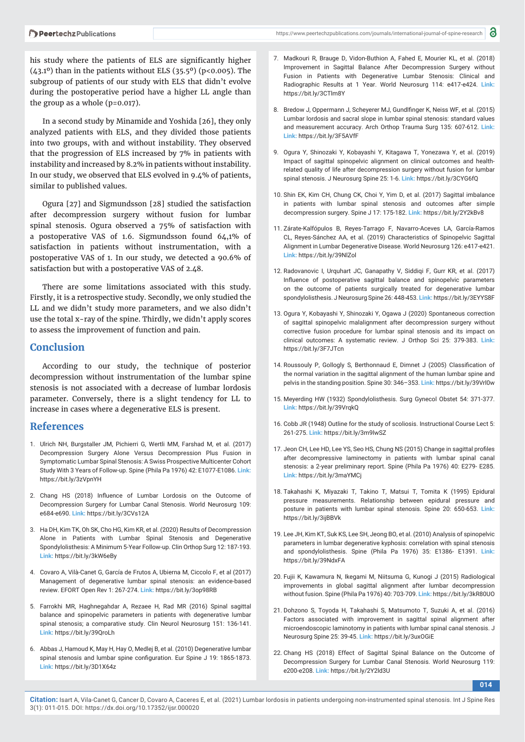his study where the patients of ELS are significantly higher (43.1º) than in the patients without ELS (35.5º) (p<0.005). The subgroup of patients of our study with ELS that didn't evolve during the postoperative period have a higher LL angle than the group as a whole (p=0.017).

In a second study by Minamide and Yoshida [26], they only analyzed patients with ELS, and they divided those patients into two groups, with and without instability. They observed that the progression of ELS increased by 7% in patients with instability and increased by 8.2% in patients without instability. In our study, we observed that ELS evolved in 9.4% of patients, similar to published values.

Ogura [27] and Sigmundsson [28] studied the satisfaction after decompression surgery without fusion for lumbar spinal stenosis. Ogura observed a 75% of satisfaction with a postoperative VAS of 1.6. Sigmundsson found 64,1% of satisfaction in patients without instrumentation, with a postoperative VAS of 1. In our study, we detected a 90.6% of satisfaction but with a postoperative VAS of 2.48.

There are some limitations associated with this study. Firstly, it is a retrospective study. Secondly, we only studied the LL and we didn't study more parameters, and we also didn't use the total x-ray of the spine. Thirdly, we didn't apply scores to assess the improvement of function and pain.

## Conclusion

According to our study, the technique of posterior decompression without instrumentation of the lumbar spine stenosis is not associated with a decrease of lumbar lordosis parameter. Conversely, there is a slight tendency for LL to increase in cases where a degenerative ELS is present.

## References

1. Ulrich NH, Burgstaller JM, Pichierri G, Wertli MM, Farshad M, et al. (2017) Decompression Surgery Alone Versus Decompression Plus Fusion in Symptomatic Lumbar Spinal Stenosis: A Swiss Prospective Multicenter Cohort Study With 3 Years of Follow-up. Spine (Phila Pa 1976) 42: E1077-E1086. **Link:** https://bit.ly/3zVpnYH
2. Chang HS (2018) Influence of Lumbar Lordosis on the Outcome of Decompression Surgery for Lumbar Canal Stenosis. World Neurosurg 109: e684-e690. **Link:** https://bit.ly/3CVs12A
3. Ha DH, Kim TK, Oh SK, Cho HG, Kim KR, et al. (2020) Results of Decompression Alone in Patients with Lumbar Spinal Stenosis and Degenerative Spondylolisthesis: A Minimum 5-Year Follow-up. Clin Orthop Surg 12: 187-193. **Link:** https://bit.ly/3kW6eBy
4. Covaro A, Vilà-Canet G, García de Frutos A, Ubierna M, Ciccolo F, et al (2017) Management of degenerative lumbar spinal stenosis: an evidence-based review. EFORT Open Rev 1: 267-274. **Link:** https://bit.ly/3op98RB
5. Farrokhi MR, Haghnegahdar A, Rezaee H, Rad MR (2016) Spinal sagittal balance and spinopelvic parameters in patients with degenerative lumbar spinal stenosis; a comparative study. Clin Neurol Neurosurg 151: 136-141. **Link:** https://bit.ly/39QroLh
6. Abbas J, Hamoud K, May H, Hay O, Medlej B, et al. (2010) Degenerative lumbar spinal stenosis and lumbar spine configuration. Eur Spine J 19: 1865-1873. **Link:** https://bit.ly/3D1X64z
7. Madkouri R, Brauge D, Vidon-Buthion A, Fahed E, Mourier KL, et al. (2018) Improvement in Sagittal Balance After Decompression Surgery without Fusion in Patients with Degenerative Lumbar Stenosis: Clinical and Radiographic Results at 1 Year. World Neurosurg 114: e417-e424. **Link:** https://bit.ly/3CTlm8Y
8. Bredow J, Oppermann J, Scheyerer MJ, Gundlfinger K, Neiss WF, et al. (2015) Lumbar lordosis and sacral slope in lumbar spinal stenosis: standard values and measurement accuracy. Arch Orthop Trauma Surg 135: 607-612. **Link:** https://bit.ly/3F5AVfF
9. Ogura Y, Shinozaki Y, Kobayashi Y, Kitagawa T, Yonezawa Y, et al. (2019) Impact of sagittal spinopelvic alignment on clinical outcomes and health-related quality of life after decompression surgery without fusion for lumbar spinal stenosis. J Neurosurg Spine 25: 1-6. **Link:** https://bit.ly/3CYG6fQ
10. Shin EK, Kim CH, Chung CK, Choi Y, Yim D, et al. (2017) Sagittal imbalance in patients with lumbar spinal stenosis and outcomes after simple decompression surgery. Spine J 17: 175-182. **Link:** https://bit.ly/2Y2kBv8
11. Zárate-Kalfópulos B, Reyes-Tarrago F, Navarro-Aceves LA, García-Ramos CL, Reyes-Sánchez AA, et al. (2019) Characteristics of Spinopelvic Sagittal Alignment in Lumbar Degenerative Disease. World Neurosurg 126: e417-e421. **Link:** https://bit.ly/39NlZol
12. Radovanovic I, Urquhart JC, Ganapathy V, Siddiqi F, Gurr KR, et al. (2017) Influence of postoperative sagittal balance and spinopelvic parameters on the outcome of patients surgically treated for degenerative lumbar spondylolisthesis. J Neurosurg Spine 26: 448-453. **Link:** https://bit.ly/3EYYS8F
13. Ogura Y, Kobayashi Y, Shinozaki Y, Ogawa J (2020) Spontaneous correction of sagittal spinopelvic malalignment after decompression surgery without corrective fusion procedure for lumbar spinal stenosis and its impact on clinical outcomes: A systematic review. J Orthop Sci 25: 379-383. **Link:** https://bit.ly/3F7JTcn
14. Roussouly P, Gollogly S, Berthonnaud E, Dimnet J (2005) Classification of the normal variation in the sagittal alignment of the human lumbar spine and pelvis in the standing position. Spine 30: 346–353. **Link:** https://bit.ly/39Vrl0w
15. Meyerding HW (1932) Spondylolisthesis. Surg Gynecol Obstet 54: 371-377. **Link:** https://bit.ly/39VrqkQ
16. Cobb JR (1948) Outline for the study of scoliosis. Instructional Course Lect 5: 261-275. **Link:** https://bit.ly/3m9lwSZ
17. Jeon CH, Lee HD, Lee YS, Seo HS, Chung NS (2015) Change in sagittal profiles after decompressive laminectomy in patients with lumbar spinal canal stenosis: a 2-year preliminary report. Spine (Phila Pa 1976) 40: E279- E285. **Link:** https://bit.ly/3maYMCj
18. Takahashi K, Miyazaki T, Takino T, Matsui T, Tomita K (1995) Epidural pressure measurements. Relationship between epidural pressure and posture in patients with lumbar spinal stenosis. Spine 20: 650-653. **Link:** https://bit.ly/3ijBBVk
19. Lee JH, Kim KT, Suk KS, Lee SH, Jeong BO, et al. (2010) Analysis of spinopelvic parameters in lumbar degenerative kyphosis: correlation with spinal stenosis and spondylolisthesis. Spine (Phila Pa 1976) 35: E1386- E1391. **Link:** https://bit.ly/39NdxFA
20. Fujii K, Kawamura N, Ikegami M, Niitsuma G, Kunogi J (2015) Radiological improvements in global sagittal alignment after lumbar decompression without fusion. Spine (Phila Pa 1976) 40: 703-709. **Link:** https://bit.ly/3kR80UO
21. Dohzono S, Toyoda H, Takahashi S, Matsumoto T, Suzuki A, et al. (2016) Factors associated with improvement in sagittal spinal alignment after microendoscopic laminotomy in patients with lumbar spinal canal stenosis. J Neurosurg Spine 25: 39-45. **Link:** https://bit.ly/3uxOGiE
22. Chang HS (2018) Effect of Sagittal Spinal Balance on the Outcome of Decompression Surgery for Lumbar Canal Stenosis. World Neurosurg 119: e200-e208. **Link:** https://bit.ly/2Y2ld3U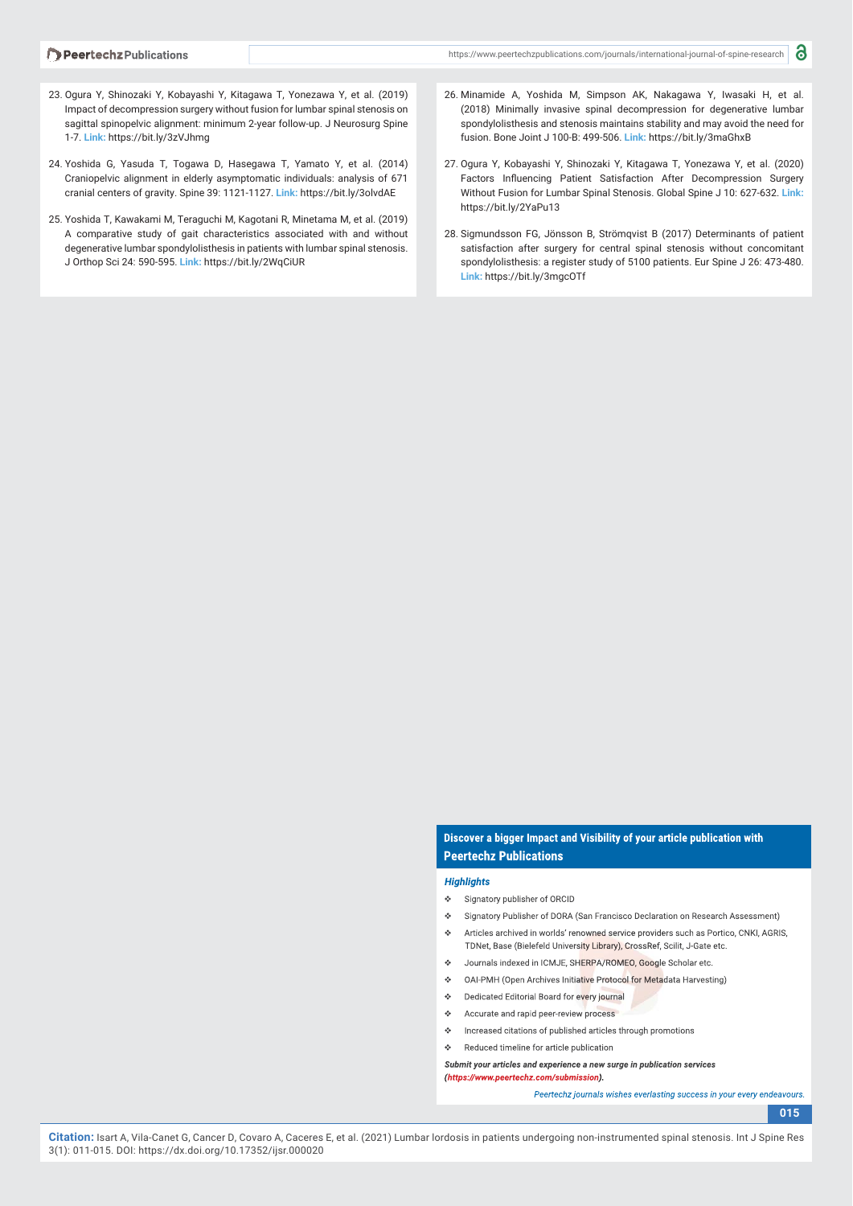23. Ogura Y, Shinozaki Y, Kobayashi Y, Kitagawa T, Yonezawa Y, et al. (2019) Impact of decompression surgery without fusion for lumbar spinal stenosis on sagittal spinopelvic alignment: minimum 2-year follow-up. J Neurosurg Spine 1-7. **Link:** https://bit.ly/3zVJhmg

24. Yoshida G, Yasuda T, Togawa D, Hasegawa T, Yamato Y, et al. (2014) Craniopelvic alignment in elderly asymptomatic individuals: analysis of 671 cranial centers of gravity. Spine 39: 1121-1127. **Link:** https://bit.ly/3olvdAE

25. Yoshida T, Kawakami M, Teraguchi M, Kagotani R, Minetama M, et al. (2019) A comparative study of gait characteristics associated with and without degenerative lumbar spondylolisthesis in patients with lumbar spinal stenosis. J Orthop Sci 24: 590-595. **Link:** https://bit.ly/2WqCiUR

26. Minamide A, Yoshida M, Simpson AK, Nakagawa Y, Iwasaki H, et al. (2018) Minimally invasive spinal decompression for degenerative lumbar spondylolisthesis and stenosis maintains stability and may avoid the need for fusion. Bone Joint J 100-B: 499-506. **Link:** https://bit.ly/3maGhxB

27. Ogura Y, Kobayashi Y, Shinozaki Y, Kitagawa T, Yonezawa Y, et al. (2020) Factors Influencing Patient Satisfaction After Decompression Surgery Without Fusion for Lumbar Spinal Stenosis. Global Spine J 10: 627-632. **Link:** https://bit.ly/2YaPu13

28. Sigmundsson FG, Jönsson B, Strömqvist B (2017) Determinants of patient satisfaction after surgery for central spinal stenosis without concomitant spondylolisthesis: a register study of 5100 patients. Eur Spine J 26: 473-480. **Link:** https://bit.ly/3mgcOTf

**Discover a bigger Impact and Visibility of your article publication with Peertechz Publications**

***Highlights***

- Signatory publisher of ORCID
- Signatory Publisher of DORA (San Francisco Declaration on Research Assessment)
- Articles archived in worlds' renowned service providers such as Portico, CNKI, AGRIS, TDNet, Base (Bielefeld University Library), CrossRef, Scilit, J-Gate etc.
- Journals indexed in ICMJE, SHERPA/ROMEO, Google Scholar etc.
- OAI-PMH (Open Archives Initiative Protocol for Metadata Harvesting)
- Dedicated Editorial Board for every journal
- Accurate and rapid peer-review process
- Increased citations of published articles through promotions
- Reduced timeline for article publication

***Submit your articles and experience a new surge in publication services (https://www.peertechz.com/submission).***

*Peertechz journals wishes everlasting success in your every endeavours.*

**Citation:** Isart A, Vila-Canet G, Cancer D, Covaro A, Caceres E, et al. (2021) Lumbar lordosis in patients undergoing non-instrumented spinal stenosis. Int J Spine Res 3(1): 011-015. DOI: https://dx.doi.org/10.17352/ijsr.000020